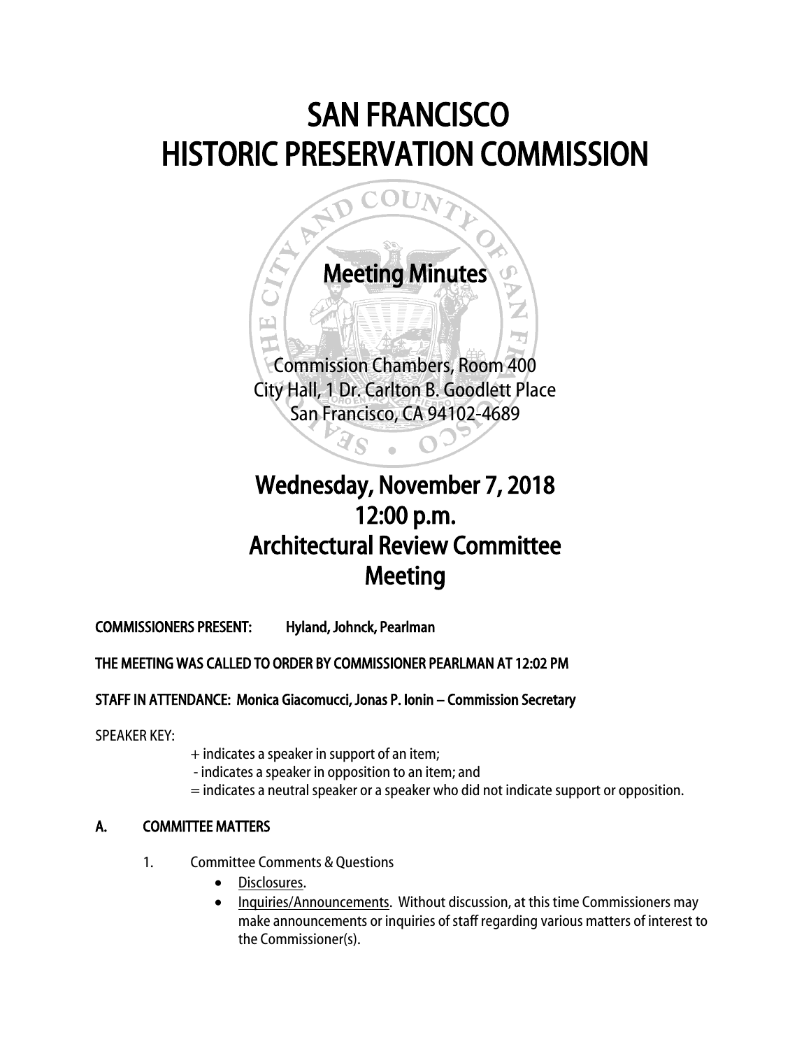# SAN FRANCISCO HISTORIC PRESERVATION COMMISSION

## Meeting Minutes

Commission Chambers, Room 400
City Hall, 1 Dr. Carlton B. Goodlett Place
San Francisco, CA 94102-4689

## Wednesday, November 7, 2018
## 12:00 p.m.
## Architectural Review Committee Meeting

**COMMISSIONERS PRESENT: Hyland, Johnck, Pearlman**

**THE MEETING WAS CALLED TO ORDER BY COMMISSIONER PEARLMAN AT 12:02 PM**

**STAFF IN ATTENDANCE: Monica Giacomucci, Jonas P. Ionin – Commission Secretary**

SPEAKER KEY:

+ indicates a speaker in support of an item;
- indicates a speaker in opposition to an item; and
= indicates a neutral speaker or a speaker who did not indicate support or opposition.

### A. COMMITTEE MATTERS

1. Committee Comments & Questions
   - Disclosures.
   - Inquiries/Announcements. Without discussion, at this time Commissioners may make announcements or inquiries of staff regarding various matters of interest to the Commissioner(s).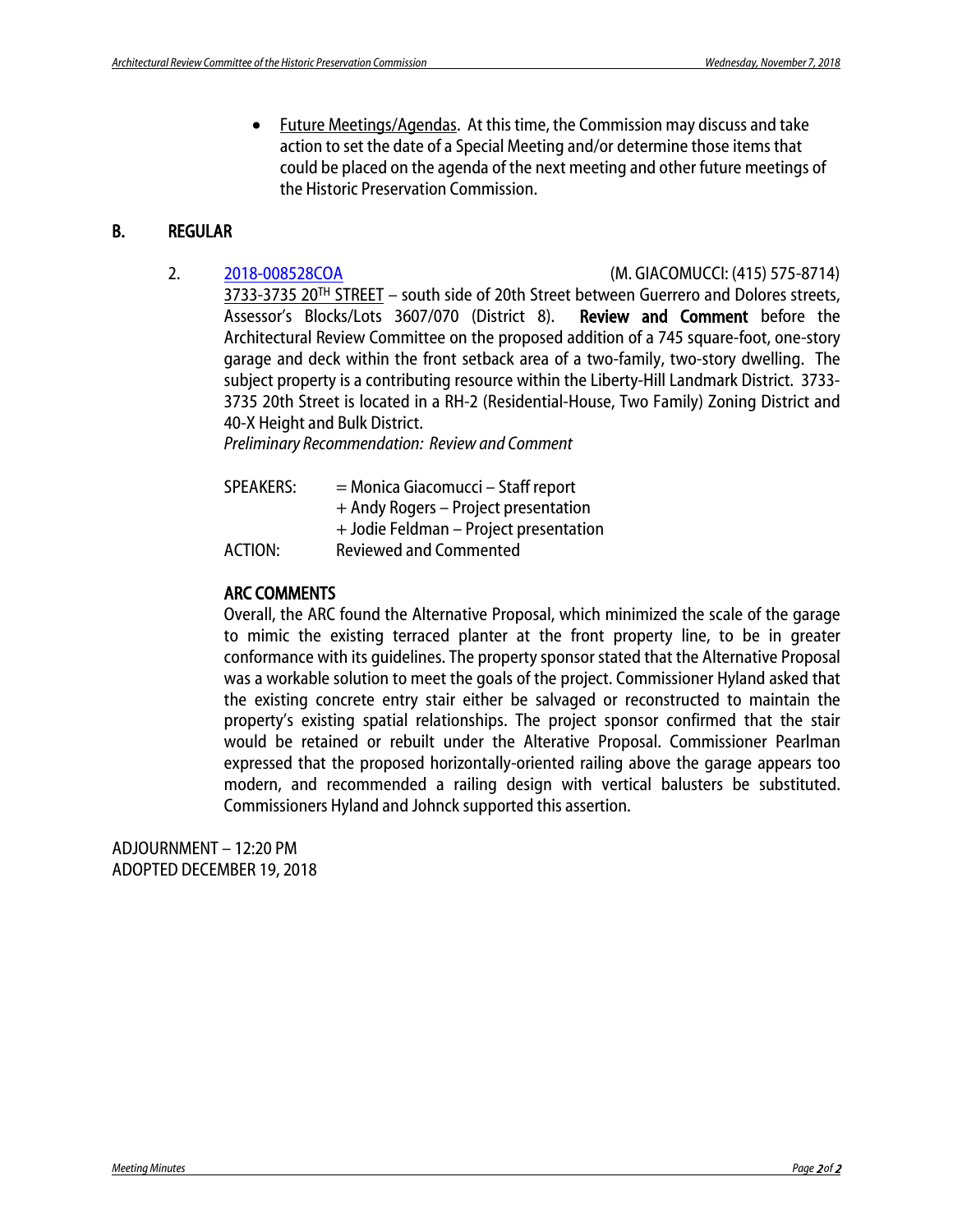- Future Meetings/Agendas. At this time, the Commission may discuss and take action to set the date of a Special Meeting and/or determine those items that could be placed on the agenda of the next meeting and other future meetings of the Historic Preservation Commission.

## B. REGULAR

2. 2018-008528COA (M. GIACOMUCCI: (415) 575-8714)
3733-3735 20TH STREET – south side of 20th Street between Guerrero and Dolores streets, Assessor's Blocks/Lots 3607/070 (District 8). **Review and Comment** before the Architectural Review Committee on the proposed addition of a 745 square-foot, one-story garage and deck within the front setback area of a two-family, two-story dwelling. The subject property is a contributing resource within the Liberty-Hill Landmark District. 3733-3735 20th Street is located in a RH-2 (Residential-House, Two Family) Zoning District and 40-X Height and Bulk District.
*Preliminary Recommendation: Review and Comment*

SPEAKERS: = Monica Giacomucci – Staff report
+ Andy Rogers – Project presentation
+ Jodie Feldman – Project presentation
ACTION: Reviewed and Commented

**ARC COMMENTS**
Overall, the ARC found the Alternative Proposal, which minimized the scale of the garage to mimic the existing terraced planter at the front property line, to be in greater conformance with its guidelines. The property sponsor stated that the Alternative Proposal was a workable solution to meet the goals of the project. Commissioner Hyland asked that the existing concrete entry stair either be salvaged or reconstructed to maintain the property's existing spatial relationships. The project sponsor confirmed that the stair would be retained or rebuilt under the Alterative Proposal. Commissioner Pearlman expressed that the proposed horizontally-oriented railing above the garage appears too modern, and recommended a railing design with vertical balusters be substituted. Commissioners Hyland and Johnck supported this assertion.

ADJOURNMENT – 12:20 PM
ADOPTED DECEMBER 19, 2018